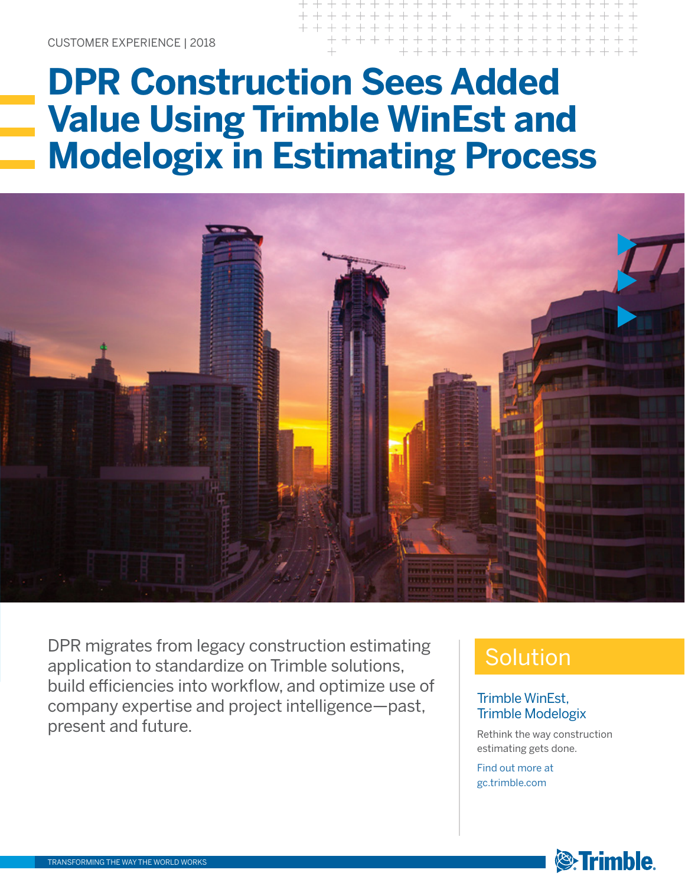CUSTOMER EXPERIENCE | 2018

# DPR Construction Sees Added Value Using Trimble WinEst and Modelogix in Estimating Process

DPR migrates from legacy construction estimating application to standardize on Trimble solutions, build efficiencies into workflow, and optimize use of company expertise and project intelligence—past, present and future.

## Solution

Trimble WinEst,
Trimble Modelogix

Rethink the way construction estimating gets done.

Find out more at gc.trimble.com

TRANSFORMING THE WAY THE WORLD WORKS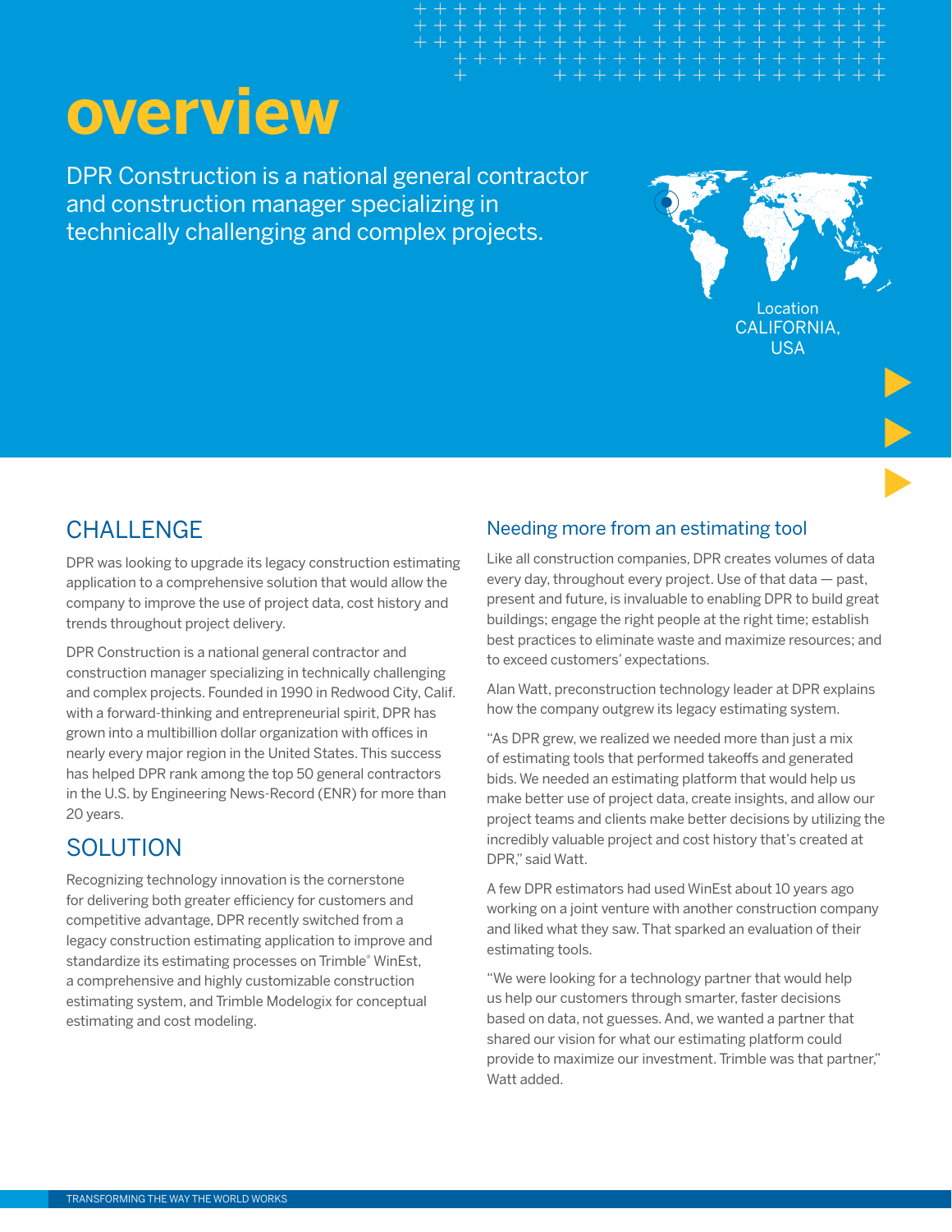# overview

DPR Construction is a national general contractor and construction manager specializing in technically challenging and complex projects.

Location
CALIFORNIA, USA

## CHALLENGE

DPR was looking to upgrade its legacy construction estimating application to a comprehensive solution that would allow the company to improve the use of project data, cost history and trends throughout project delivery.

DPR Construction is a national general contractor and construction manager specializing in technically challenging and complex projects. Founded in 1990 in Redwood City, Calif. with a forward-thinking and entrepreneurial spirit, DPR has grown into a multibillion dollar organization with offices in nearly every major region in the United States. This success has helped DPR rank among the top 50 general contractors in the U.S. by Engineering News-Record (ENR) for more than 20 years.

## SOLUTION

Recognizing technology innovation is the cornerstone for delivering both greater efficiency for customers and competitive advantage, DPR recently switched from a legacy construction estimating application to improve and standardize its estimating processes on Trimble® WinEst, a comprehensive and highly customizable construction estimating system, and Trimble Modelogix for conceptual estimating and cost modeling.

### Needing more from an estimating tool

Like all construction companies, DPR creates volumes of data every day, throughout every project. Use of that data — past, present and future, is invaluable to enabling DPR to build great buildings; engage the right people at the right time; establish best practices to eliminate waste and maximize resources; and to exceed customers' expectations.

Alan Watt, preconstruction technology leader at DPR explains how the company outgrew its legacy estimating system.

"As DPR grew, we realized we needed more than just a mix of estimating tools that performed takeoffs and generated bids. We needed an estimating platform that would help us make better use of project data, create insights, and allow our project teams and clients make better decisions by utilizing the incredibly valuable project and cost history that's created at DPR," said Watt.

A few DPR estimators had used WinEst about 10 years ago working on a joint venture with another construction company and liked what they saw. That sparked an evaluation of their estimating tools.

"We were looking for a technology partner that would help us help our customers through smarter, faster decisions based on data, not guesses. And, we wanted a partner that shared our vision for what our estimating platform could provide to maximize our investment. Trimble was that partner," Watt added.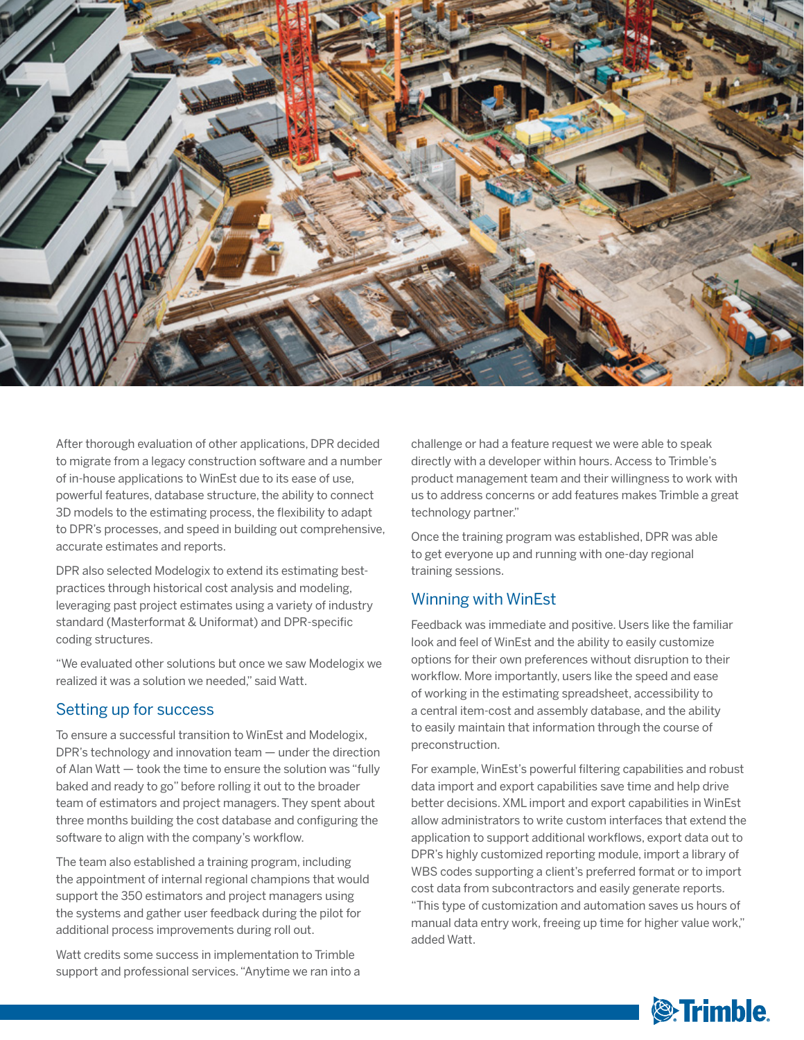After thorough evaluation of other applications, DPR decided to migrate from a legacy construction software and a number of in-house applications to WinEst due to its ease of use, powerful features, database structure, the ability to connect 3D models to the estimating process, the flexibility to adapt to DPR's processes, and speed in building out comprehensive, accurate estimates and reports.

DPR also selected Modelogix to extend its estimating best-practices through historical cost analysis and modeling, leveraging past project estimates using a variety of industry standard (Masterformat & Uniformat) and DPR-specific coding structures.

"We evaluated other solutions but once we saw Modelogix we realized it was a solution we needed," said Watt.

## Setting up for success

To ensure a successful transition to WinEst and Modelogix, DPR's technology and innovation team — under the direction of Alan Watt — took the time to ensure the solution was "fully baked and ready to go" before rolling it out to the broader team of estimators and project managers. They spent about three months building the cost database and configuring the software to align with the company's workflow.

The team also established a training program, including the appointment of internal regional champions that would support the 350 estimators and project managers using the systems and gather user feedback during the pilot for additional process improvements during roll out.

Watt credits some success in implementation to Trimble support and professional services. "Anytime we ran into a challenge or had a feature request we were able to speak directly with a developer within hours. Access to Trimble's product management team and their willingness to work with us to address concerns or add features makes Trimble a great technology partner."

Once the training program was established, DPR was able to get everyone up and running with one-day regional training sessions.

## Winning with WinEst

Feedback was immediate and positive. Users like the familiar look and feel of WinEst and the ability to easily customize options for their own preferences without disruption to their workflow. More importantly, users like the speed and ease of working in the estimating spreadsheet, accessibility to a central item-cost and assembly database, and the ability to easily maintain that information through the course of preconstruction.

For example, WinEst's powerful filtering capabilities and robust data import and export capabilities save time and help drive better decisions. XML import and export capabilities in WinEst allow administrators to write custom interfaces that extend the application to support additional workflows, export data out to DPR's highly customized reporting module, import a library of WBS codes supporting a client's preferred format or to import cost data from subcontractors and easily generate reports. "This type of customization and automation saves us hours of manual data entry work, freeing up time for higher value work," added Watt.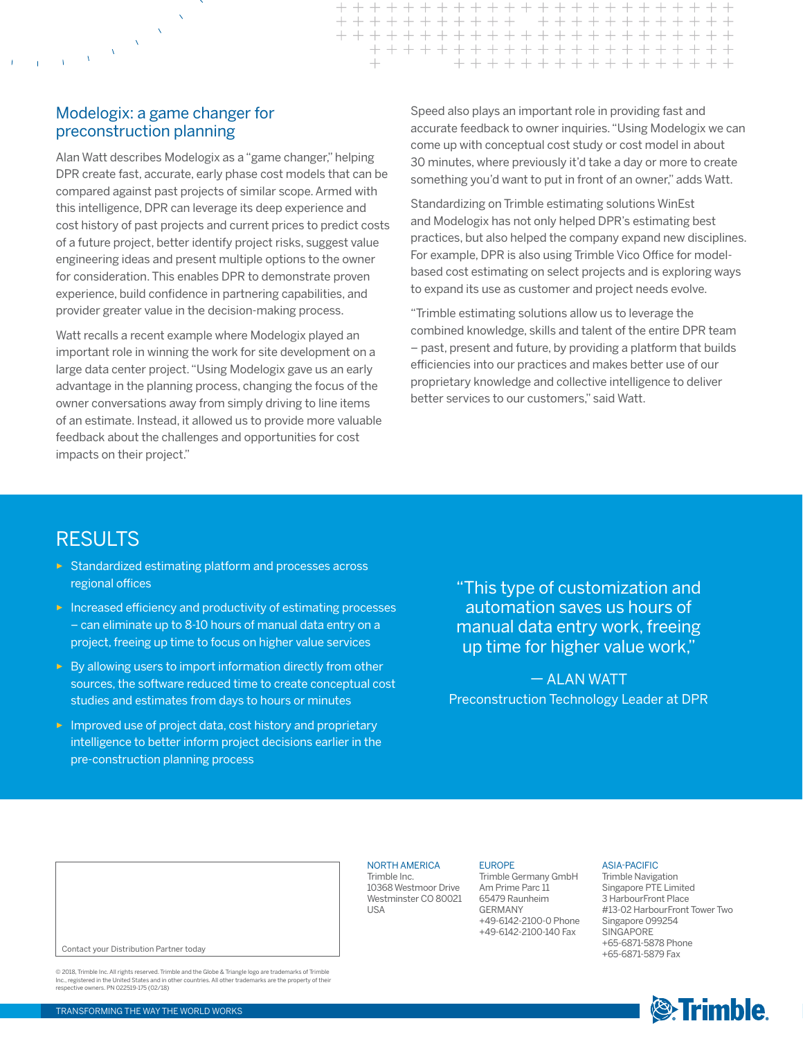## Modelogix: a game changer for preconstruction planning

Alan Watt describes Modelogix as a "game changer," helping DPR create fast, accurate, early phase cost models that can be compared against past projects of similar scope. Armed with this intelligence, DPR can leverage its deep experience and cost history of past projects and current prices to predict costs of a future project, better identify project risks, suggest value engineering ideas and present multiple options to the owner for consideration. This enables DPR to demonstrate proven experience, build confidence in partnering capabilities, and provider greater value in the decision-making process.

Watt recalls a recent example where Modelogix played an important role in winning the work for site development on a large data center project. "Using Modelogix gave us an early advantage in the planning process, changing the focus of the owner conversations away from simply driving to line items of an estimate. Instead, it allowed us to provide more valuable feedback about the challenges and opportunities for cost impacts on their project."

Speed also plays an important role in providing fast and accurate feedback to owner inquiries. "Using Modelogix we can come up with conceptual cost study or cost model in about 30 minutes, where previously it'd take a day or more to create something you'd want to put in front of an owner," adds Watt.

Standardizing on Trimble estimating solutions WinEst and Modelogix has not only helped DPR's estimating best practices, but also helped the company expand new disciplines. For example, DPR is also using Trimble Vico Office for model-based cost estimating on select projects and is exploring ways to expand its use as customer and project needs evolve.

"Trimble estimating solutions allow us to leverage the combined knowledge, skills and talent of the entire DPR team – past, present and future, by providing a platform that builds efficiencies into our practices and makes better use of our proprietary knowledge and collective intelligence to deliver better services to our customers," said Watt.

## RESULTS

- Standardized estimating platform and processes across regional offices
- Increased efficiency and productivity of estimating processes – can eliminate up to 8-10 hours of manual data entry on a project, freeing up time to focus on higher value services
- By allowing users to import information directly from other sources, the software reduced time to create conceptual cost studies and estimates from days to hours or minutes
- Improved use of project data, cost history and proprietary intelligence to better inform project decisions earlier in the pre-construction planning process

> "This type of customization and automation saves us hours of manual data entry work, freeing up time for higher value work,"
>
> — ALAN WATT
> Preconstruction Technology Leader at DPR

Contact your Distribution Partner today

**NORTH AMERICA**
Trimble Inc.
10368 Westmoor Drive
Westminster CO 80021
USA

**EUROPE**
Trimble Germany GmbH
Am Prime Parc 11
65479 Raunheim
GERMANY
+49-6142-2100-0 Phone
+49-6142-2100-140 Fax

**ASIA-PACIFIC**
Trimble Navigation
Singapore PTE Limited
3 HarbourFront Place
#13-02 HarbourFront Tower Two
Singapore 099254
SINGAPORE
+65-6871-5878 Phone
+65-6871-5879 Fax

© 2018, Trimble Inc. All rights reserved. Trimble and the Globe & Triangle logo are trademarks of Trimble Inc., registered in the United States and in other countries. All other trademarks are the property of their respective owners. PN 022519-175 (02/18)

TRANSFORMING THE WAY THE WORLD WORKS

Trimble.